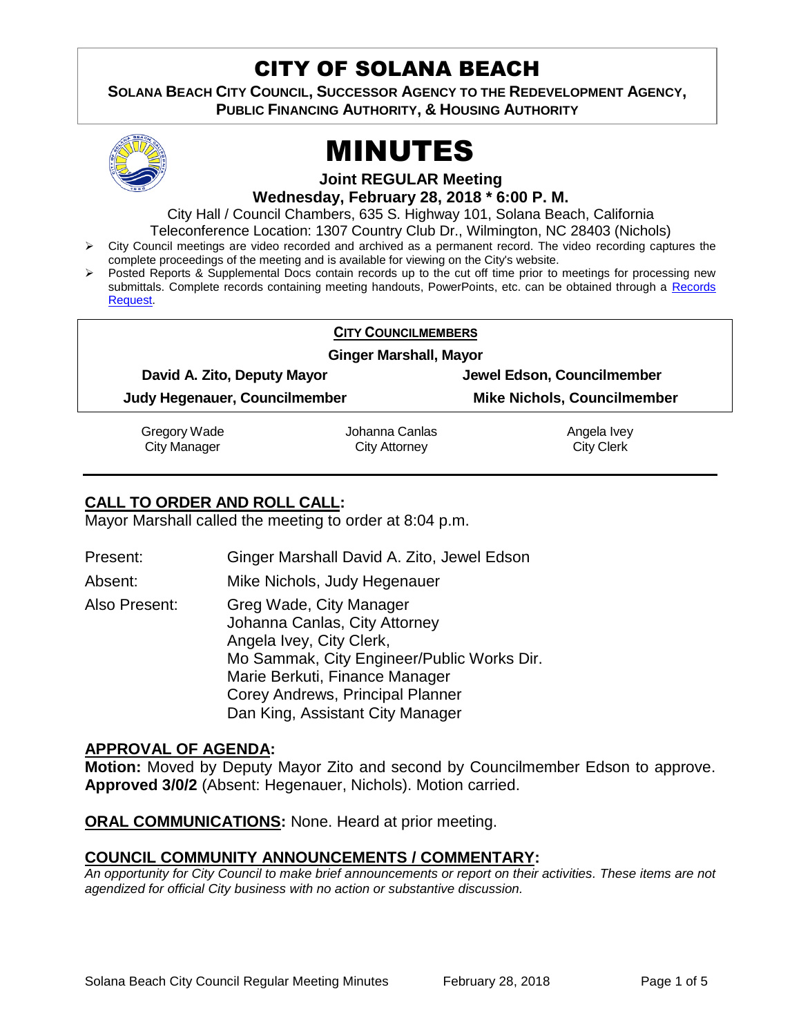# CITY OF SOLANA BEACH

**SOLANA BEACH CITY COUNCIL, SUCCESSOR AGENCY TO THE REDEVELOPMENT AGENCY, PUBLIC FINANCING AUTHORITY, & HOUSING AUTHORITY**

# MINUTES

**Joint REGULAR Meeting**
**Wednesday, February 28, 2018 * 6:00 P. M.**

City Hall / Council Chambers, 635 S. Highway 101, Solana Beach, California
Teleconference Location: 1307 Country Club Dr., Wilmington, NC 28403 (Nichols)

- City Council meetings are video recorded and archived as a permanent record. The video recording captures the complete proceedings of the meeting and is available for viewing on the City's website.
- Posted Reports & Supplemental Docs contain records up to the cut off time prior to meetings for processing new submittals. Complete records containing meeting handouts, PowerPoints, etc. can be obtained through a Records Request.

**CITY COUNCILMEMBERS**

**Ginger Marshall, Mayor**

**David A. Zito, Deputy Mayor** | **Jewel Edson, Councilmember**

**Judy Hegenauer, Councilmember** | **Mike Nichols, Councilmember**

Gregory Wade, City Manager | Johanna Canlas, City Attorney | Angela Ivey, City Clerk

## CALL TO ORDER AND ROLL CALL:

Mayor Marshall called the meeting to order at 8:04 p.m.

Present: Ginger Marshall David A. Zito, Jewel Edson

Absent: Mike Nichols, Judy Hegenauer

Also Present:
Greg Wade, City Manager
Johanna Canlas, City Attorney
Angela Ivey, City Clerk,
Mo Sammak, City Engineer/Public Works Dir.
Marie Berkuti, Finance Manager
Corey Andrews, Principal Planner
Dan King, Assistant City Manager

## APPROVAL OF AGENDA:

**Motion:** Moved by Deputy Mayor Zito and second by Councilmember Edson to approve. **Approved 3/0/2** (Absent: Hegenauer, Nichols). Motion carried.

**ORAL COMMUNICATIONS:** None. Heard at prior meeting.

## COUNCIL COMMUNITY ANNOUNCEMENTS / COMMENTARY:

*An opportunity for City Council to make brief announcements or report on their activities. These items are not agendized for official City business with no action or substantive discussion.*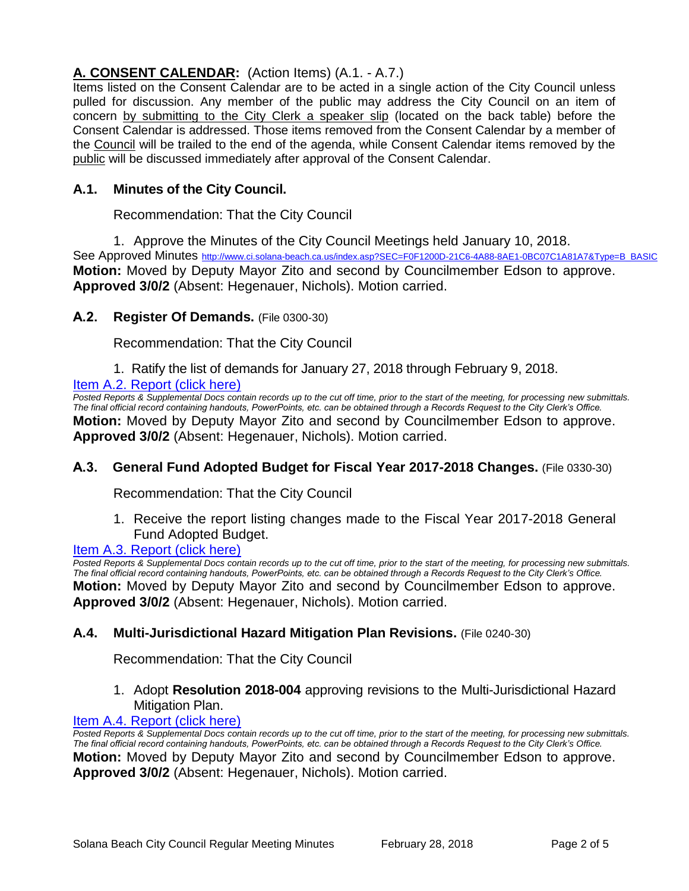## A. CONSENT CALENDAR: (Action Items) (A.1. - A.7.)

Items listed on the Consent Calendar are to be acted in a single action of the City Council unless pulled for discussion. Any member of the public may address the City Council on an item of concern by submitting to the City Clerk a speaker slip (located on the back table) before the Consent Calendar is addressed. Those items removed from the Consent Calendar by a member of the Council will be trailed to the end of the agenda, while Consent Calendar items removed by the public will be discussed immediately after approval of the Consent Calendar.

### A.1. Minutes of the City Council.

Recommendation: That the City Council

1. Approve the Minutes of the City Council Meetings held January 10, 2018.

See Approved Minutes http://www.ci.solana-beach.ca.us/index.asp?SEC=F0F1200D-21C6-4A88-8AE1-0BC07C1A81A7&Type=B_BASIC

**Motion:** Moved by Deputy Mayor Zito and second by Councilmember Edson to approve. **Approved 3/0/2** (Absent: Hegenauer, Nichols). Motion carried.

### A.2. Register Of Demands. (File 0300-30)

Recommendation: That the City Council

1. Ratify the list of demands for January 27, 2018 through February 9, 2018.

Item A.2. Report (click here)

*Posted Reports & Supplemental Docs contain records up to the cut off time, prior to the start of the meeting, for processing new submittals. The final official record containing handouts, PowerPoints, etc. can be obtained through a Records Request to the City Clerk's Office.*

**Motion:** Moved by Deputy Mayor Zito and second by Councilmember Edson to approve. **Approved 3/0/2** (Absent: Hegenauer, Nichols). Motion carried.

### A.3. General Fund Adopted Budget for Fiscal Year 2017-2018 Changes. (File 0330-30)

Recommendation: That the City Council

1. Receive the report listing changes made to the Fiscal Year 2017-2018 General Fund Adopted Budget.

Item A.3. Report (click here)

*Posted Reports & Supplemental Docs contain records up to the cut off time, prior to the start of the meeting, for processing new submittals. The final official record containing handouts, PowerPoints, etc. can be obtained through a Records Request to the City Clerk's Office.*

**Motion:** Moved by Deputy Mayor Zito and second by Councilmember Edson to approve. **Approved 3/0/2** (Absent: Hegenauer, Nichols). Motion carried.

### A.4. Multi-Jurisdictional Hazard Mitigation Plan Revisions. (File 0240-30)

Recommendation: That the City Council

1. Adopt **Resolution 2018-004** approving revisions to the Multi-Jurisdictional Hazard Mitigation Plan.

Item A.4. Report (click here)

*Posted Reports & Supplemental Docs contain records up to the cut off time, prior to the start of the meeting, for processing new submittals. The final official record containing handouts, PowerPoints, etc. can be obtained through a Records Request to the City Clerk's Office.*

**Motion:** Moved by Deputy Mayor Zito and second by Councilmember Edson to approve. **Approved 3/0/2** (Absent: Hegenauer, Nichols). Motion carried.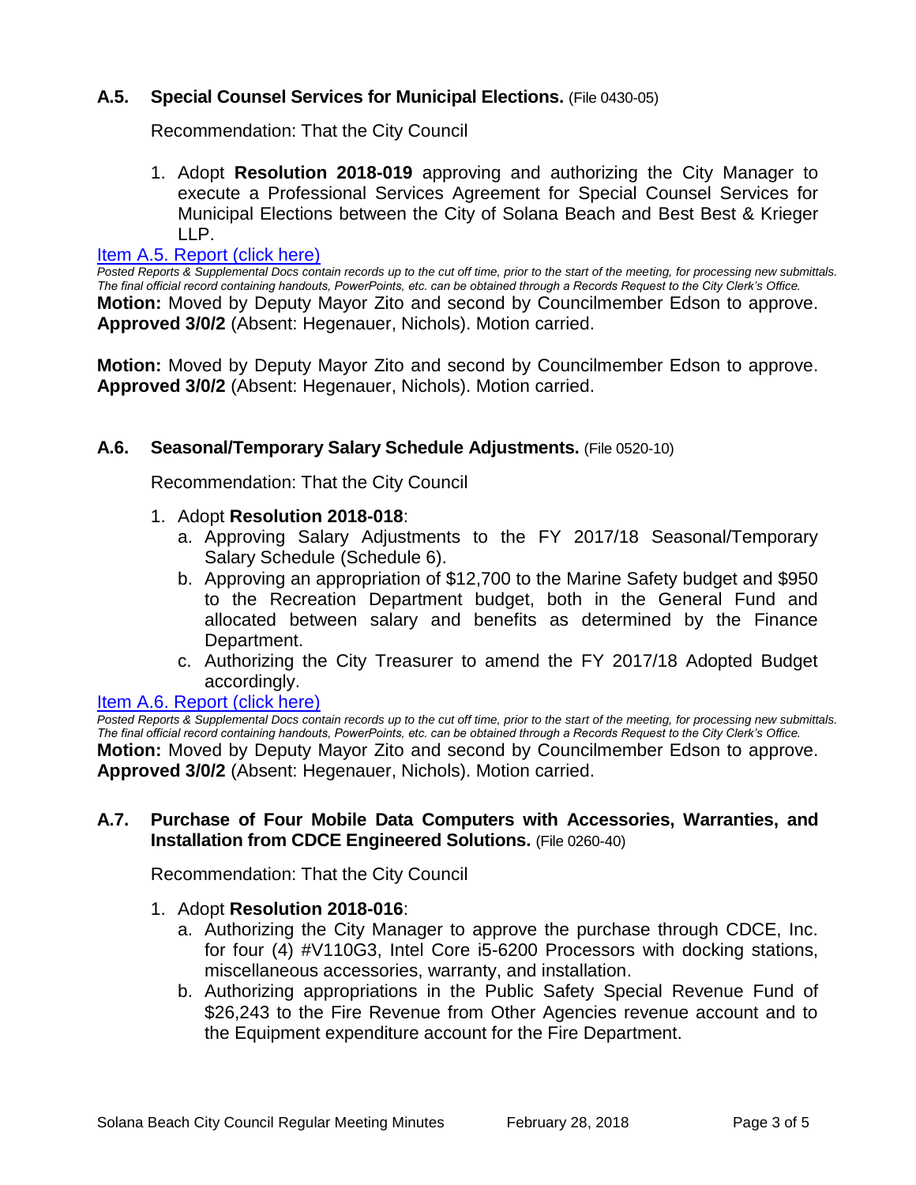### A.5. Special Counsel Services for Municipal Elections. (File 0430-05)

Recommendation: That the City Council

1. Adopt **Resolution 2018-019** approving and authorizing the City Manager to execute a Professional Services Agreement for Special Counsel Services for Municipal Elections between the City of Solana Beach and Best Best & Krieger LLP.

[Item A.5. Report (click here)]

*Posted Reports & Supplemental Docs contain records up to the cut off time, prior to the start of the meeting, for processing new submittals. The final official record containing handouts, PowerPoints, etc. can be obtained through a Records Request to the City Clerk's Office.*

**Motion:** Moved by Deputy Mayor Zito and second by Councilmember Edson to approve. **Approved 3/0/2** (Absent: Hegenauer, Nichols). Motion carried.

**Motion:** Moved by Deputy Mayor Zito and second by Councilmember Edson to approve. **Approved 3/0/2** (Absent: Hegenauer, Nichols). Motion carried.

### A.6. Seasonal/Temporary Salary Schedule Adjustments. (File 0520-10)

Recommendation: That the City Council

1. Adopt **Resolution 2018-018**:
   a. Approving Salary Adjustments to the FY 2017/18 Seasonal/Temporary Salary Schedule (Schedule 6).
   b. Approving an appropriation of $12,700 to the Marine Safety budget and $950 to the Recreation Department budget, both in the General Fund and allocated between salary and benefits as determined by the Finance Department.
   c. Authorizing the City Treasurer to amend the FY 2017/18 Adopted Budget accordingly.

[Item A.6. Report (click here)]

*Posted Reports & Supplemental Docs contain records up to the cut off time, prior to the start of the meeting, for processing new submittals. The final official record containing handouts, PowerPoints, etc. can be obtained through a Records Request to the City Clerk's Office.*

**Motion:** Moved by Deputy Mayor Zito and second by Councilmember Edson to approve. **Approved 3/0/2** (Absent: Hegenauer, Nichols). Motion carried.

### A.7. Purchase of Four Mobile Data Computers with Accessories, Warranties, and Installation from CDCE Engineered Solutions. (File 0260-40)

Recommendation: That the City Council

1. Adopt **Resolution 2018-016**:
   a. Authorizing the City Manager to approve the purchase through CDCE, Inc. for four (4) #V110G3, Intel Core i5-6200 Processors with docking stations, miscellaneous accessories, warranty, and installation.
   b. Authorizing appropriations in the Public Safety Special Revenue Fund of $26,243 to the Fire Revenue from Other Agencies revenue account and to the Equipment expenditure account for the Fire Department.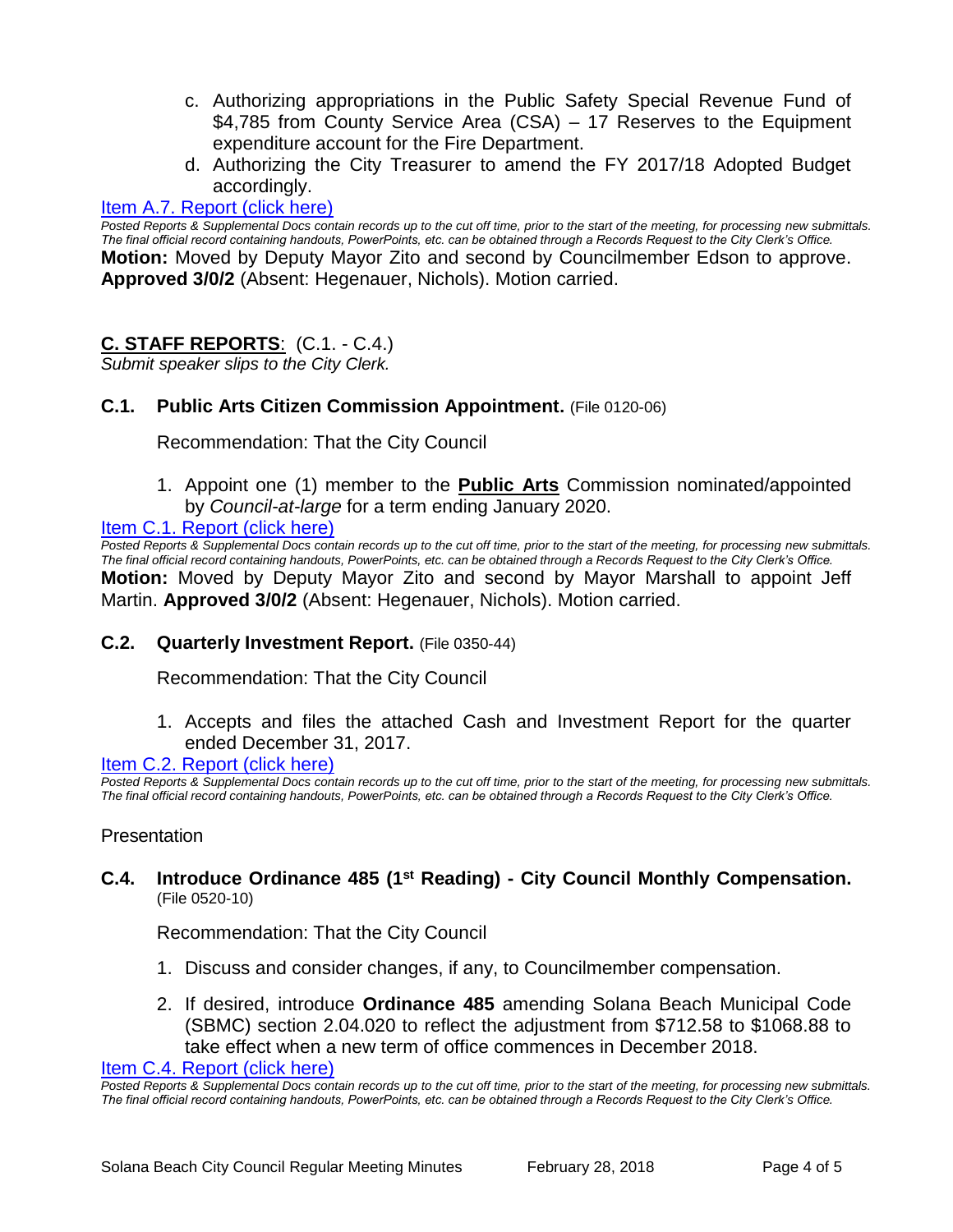c. Authorizing appropriations in the Public Safety Special Revenue Fund of $4,785 from County Service Area (CSA) – 17 Reserves to the Equipment expenditure account for the Fire Department.

d. Authorizing the City Treasurer to amend the FY 2017/18 Adopted Budget accordingly.

Item A.7. Report (click here)

*Posted Reports & Supplemental Docs contain records up to the cut off time, prior to the start of the meeting, for processing new submittals. The final official record containing handouts, PowerPoints, etc. can be obtained through a Records Request to the City Clerk's Office.*

**Motion:** Moved by Deputy Mayor Zito and second by Councilmember Edson to approve. **Approved 3/0/2** (Absent: Hegenauer, Nichols). Motion carried.

## **C. STAFF REPORTS**: (C.1. - C.4.)

*Submit speaker slips to the City Clerk.*

### **C.1. Public Arts Citizen Commission Appointment.** (File 0120-06)

Recommendation: That the City Council

1. Appoint one (1) member to the **Public Arts** Commission nominated/appointed by *Council-at-large* for a term ending January 2020.

Item C.1. Report (click here)

*Posted Reports & Supplemental Docs contain records up to the cut off time, prior to the start of the meeting, for processing new submittals. The final official record containing handouts, PowerPoints, etc. can be obtained through a Records Request to the City Clerk's Office.*

**Motion:** Moved by Deputy Mayor Zito and second by Mayor Marshall to appoint Jeff Martin. **Approved 3/0/2** (Absent: Hegenauer, Nichols). Motion carried.

### **C.2. Quarterly Investment Report.** (File 0350-44)

Recommendation: That the City Council

1. Accepts and files the attached Cash and Investment Report for the quarter ended December 31, 2017.

Item C.2. Report (click here)

*Posted Reports & Supplemental Docs contain records up to the cut off time, prior to the start of the meeting, for processing new submittals. The final official record containing handouts, PowerPoints, etc. can be obtained through a Records Request to the City Clerk's Office.*

Presentation

### **C.4. Introduce Ordinance 485 (1st Reading) - City Council Monthly Compensation.** (File 0520-10)

Recommendation: That the City Council

1. Discuss and consider changes, if any, to Councilmember compensation.

2. If desired, introduce **Ordinance 485** amending Solana Beach Municipal Code (SBMC) section 2.04.020 to reflect the adjustment from $712.58 to $1068.88 to take effect when a new term of office commences in December 2018.

Item C.4. Report (click here)

*Posted Reports & Supplemental Docs contain records up to the cut off time, prior to the start of the meeting, for processing new submittals. The final official record containing handouts, PowerPoints, etc. can be obtained through a Records Request to the City Clerk's Office.*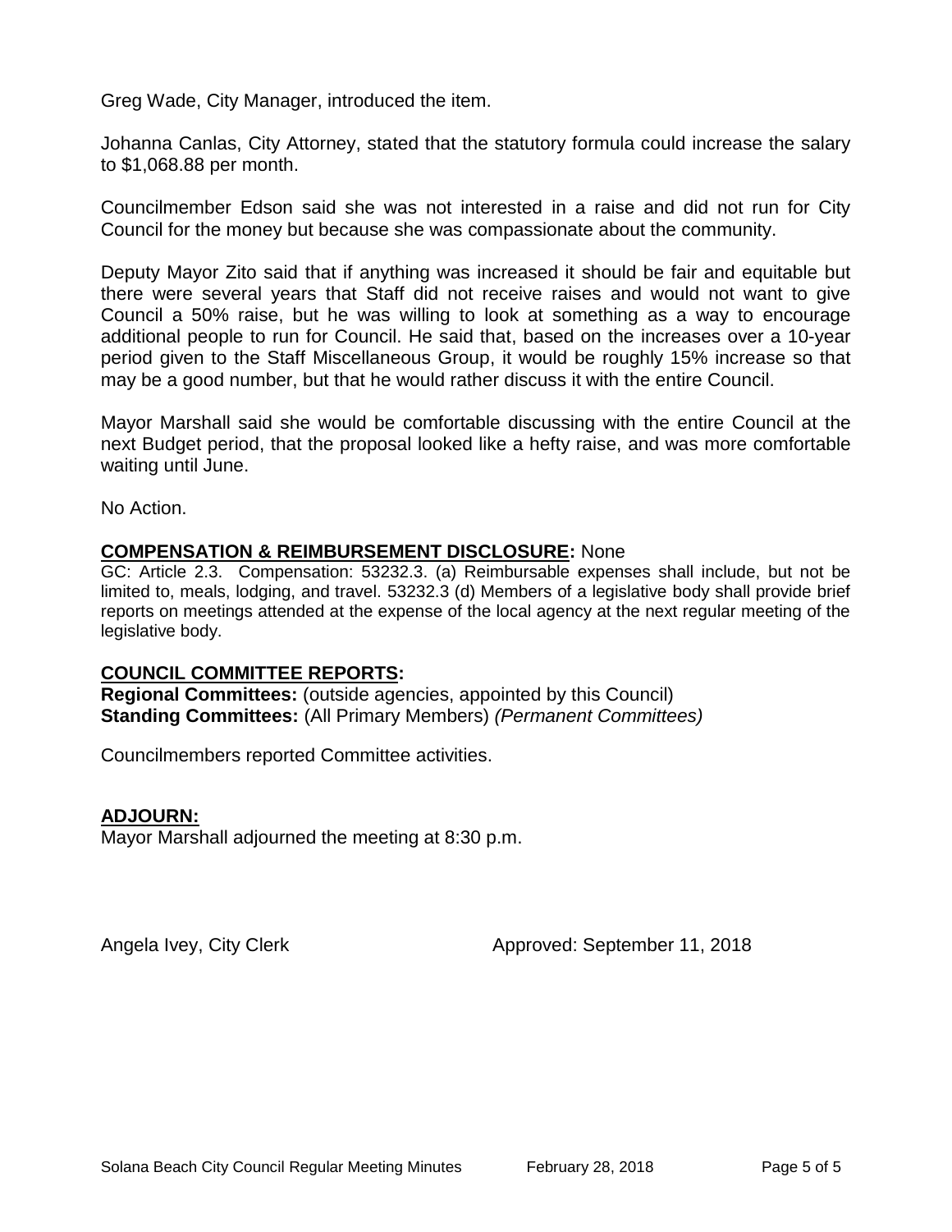Greg Wade, City Manager, introduced the item.

Johanna Canlas, City Attorney, stated that the statutory formula could increase the salary to $1,068.88 per month.

Councilmember Edson said she was not interested in a raise and did not run for City Council for the money but because she was compassionate about the community.

Deputy Mayor Zito said that if anything was increased it should be fair and equitable but there were several years that Staff did not receive raises and would not want to give Council a 50% raise, but he was willing to look at something as a way to encourage additional people to run for Council. He said that, based on the increases over a 10-year period given to the Staff Miscellaneous Group, it would be roughly 15% increase so that may be a good number, but that he would rather discuss it with the entire Council.

Mayor Marshall said she would be comfortable discussing with the entire Council at the next Budget period, that the proposal looked like a hefty raise, and was more comfortable waiting until June.

No Action.

**<u>COMPENSATION & REIMBURSEMENT DISCLOSURE</u>:** None

GC: Article 2.3. Compensation: 53232.3. (a) Reimbursable expenses shall include, but not be limited to, meals, lodging, and travel. 53232.3 (d) Members of a legislative body shall provide brief reports on meetings attended at the expense of the local agency at the next regular meeting of the legislative body.

**<u>COUNCIL COMMITTEE REPORTS</u>:**

**Regional Committees:** (outside agencies, appointed by this Council)
**Standing Committees:** (All Primary Members) *(Permanent Committees)*

Councilmembers reported Committee activities.

**<u>ADJOURN:</u>**

Mayor Marshall adjourned the meeting at 8:30 p.m.

Angela Ivey, City Clerk                    Approved: September 11, 2018